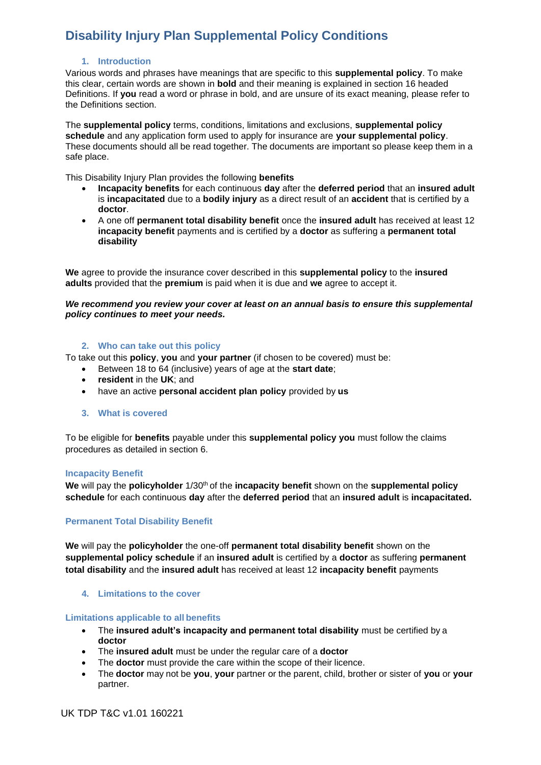# Disability Injury Plan Supplemental Policy Conditions

## 1. Introduction

Various words and phrases have meanings that are specific to this **supplemental policy**. To make this clear, certain words are shown in **bold** and their meaning is explained in section 16 headed Definitions. If **you** read a word or phrase in bold, and are unsure of its exact meaning, please refer to the Definitions section.

The **supplemental policy** terms, conditions, limitations and exclusions, **supplemental policy schedule** and any application form used to apply for insurance are **your supplemental policy**. These documents should all be read together. The documents are important so please keep them in a safe place.

This Disability Injury Plan provides the following **benefits**

- **Incapacity benefits** for each continuous **day** after the **deferred period** that an **insured adult** is **incapacitated** due to a **bodily injury** as a direct result of an **accident** that is certified by a **doctor**.
- A one off **permanent total disability benefit** once the **insured adult** has received at least 12 **incapacity benefit** payments and is certified by a **doctor** as suffering a **permanent total disability**

**We** agree to provide the insurance cover described in this **supplemental policy** to the **insured adults** provided that the **premium** is paid when it is due and **we** agree to accept it.

***We recommend you review your cover at least on an annual basis to ensure this supplemental policy continues to meet your needs.***

## 2. Who can take out this policy

To take out this **policy**, **you** and **your partner** (if chosen to be covered) must be:

- Between 18 to 64 (inclusive) years of age at the **start date**;
- **resident** in the **UK**; and
- have an active **personal accident plan policy** provided by **us**

## 3. What is covered

To be eligible for **benefits** payable under this **supplemental policy you** must follow the claims procedures as detailed in section 6.

### Incapacity Benefit

**We** will pay the **policyholder** 1/30th of the **incapacity benefit** shown on the **supplemental policy schedule** for each continuous **day** after the **deferred period** that an **insured adult** is **incapacitated.**

### Permanent Total Disability Benefit

**We** will pay the **policyholder** the one-off **permanent total disability benefit** shown on the **supplemental policy schedule** if an **insured adult** is certified by a **doctor** as suffering **permanent total disability** and the **insured adult** has received at least 12 **incapacity benefit** payments

## 4. Limitations to the cover

### Limitations applicable to all benefits

- The **insured adult's incapacity and permanent total disability** must be certified by a **doctor**
- The **insured adult** must be under the regular care of a **doctor**
- The **doctor** must provide the care within the scope of their licence.
- The **doctor** may not be **you**, **your** partner or the parent, child, brother or sister of **you** or **your** partner.

UK TDP T&C v1.01 160221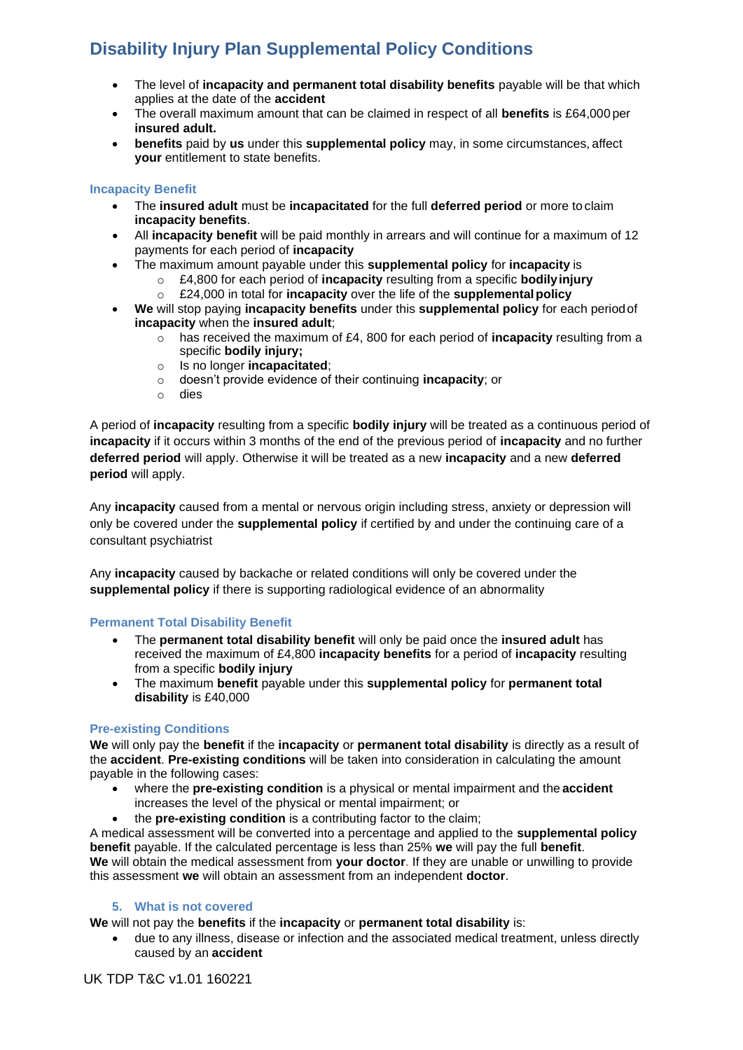# Disability Injury Plan Supplemental Policy Conditions

- The level of **incapacity and permanent total disability benefits** payable will be that which applies at the date of the **accident**
- The overall maximum amount that can be claimed in respect of all **benefits** is £64,000 per **insured adult.**
- **benefits** paid by **us** under this **supplemental policy** may, in some circumstances, affect **your** entitlement to state benefits.

### Incapacity Benefit

- The **insured adult** must be **incapacitated** for the full **deferred period** or more to claim **incapacity benefits**.
- All **incapacity benefit** will be paid monthly in arrears and will continue for a maximum of 12 payments for each period of **incapacity**
- The maximum amount payable under this **supplemental policy** for **incapacity** is
  - £4,800 for each period of **incapacity** resulting from a specific **bodily injury**
  - £24,000 in total for **incapacity** over the life of the **supplemental policy**
- **We** will stop paying **incapacity benefits** under this **supplemental policy** for each period of **incapacity** when the **insured adult**;
  - has received the maximum of £4, 800 for each period of **incapacity** resulting from a specific **bodily injury;**
  - Is no longer **incapacitated**;
  - doesn't provide evidence of their continuing **incapacity**; or
  - dies

A period of **incapacity** resulting from a specific **bodily injury** will be treated as a continuous period of **incapacity** if it occurs within 3 months of the end of the previous period of **incapacity** and no further **deferred period** will apply. Otherwise it will be treated as a new **incapacity** and a new **deferred period** will apply.

Any **incapacity** caused from a mental or nervous origin including stress, anxiety or depression will only be covered under the **supplemental policy** if certified by and under the continuing care of a consultant psychiatrist

Any **incapacity** caused by backache or related conditions will only be covered under the **supplemental policy** if there is supporting radiological evidence of an abnormality

### Permanent Total Disability Benefit

- The **permanent total disability benefit** will only be paid once the **insured adult** has received the maximum of £4,800 **incapacity benefits** for a period of **incapacity** resulting from a specific **bodily injury**
- The maximum **benefit** payable under this **supplemental policy** for **permanent total disability** is £40,000

### Pre-existing Conditions

**We** will only pay the **benefit** if the **incapacity** or **permanent total disability** is directly as a result of the **accident**. **Pre-existing conditions** will be taken into consideration in calculating the amount payable in the following cases:

- where the **pre-existing condition** is a physical or mental impairment and the **accident** increases the level of the physical or mental impairment; or
- the **pre-existing condition** is a contributing factor to the claim;

A medical assessment will be converted into a percentage and applied to the **supplemental policy benefit** payable. If the calculated percentage is less than 25% **we** will pay the full **benefit**.
**We** will obtain the medical assessment from **your doctor**. If they are unable or unwilling to provide this assessment **we** will obtain an assessment from an independent **doctor**.

## 5. What is not covered

**We** will not pay the **benefits** if the **incapacity** or **permanent total disability** is:

- due to any illness, disease or infection and the associated medical treatment, unless directly caused by an **accident**

UK TDP T&C v1.01 160221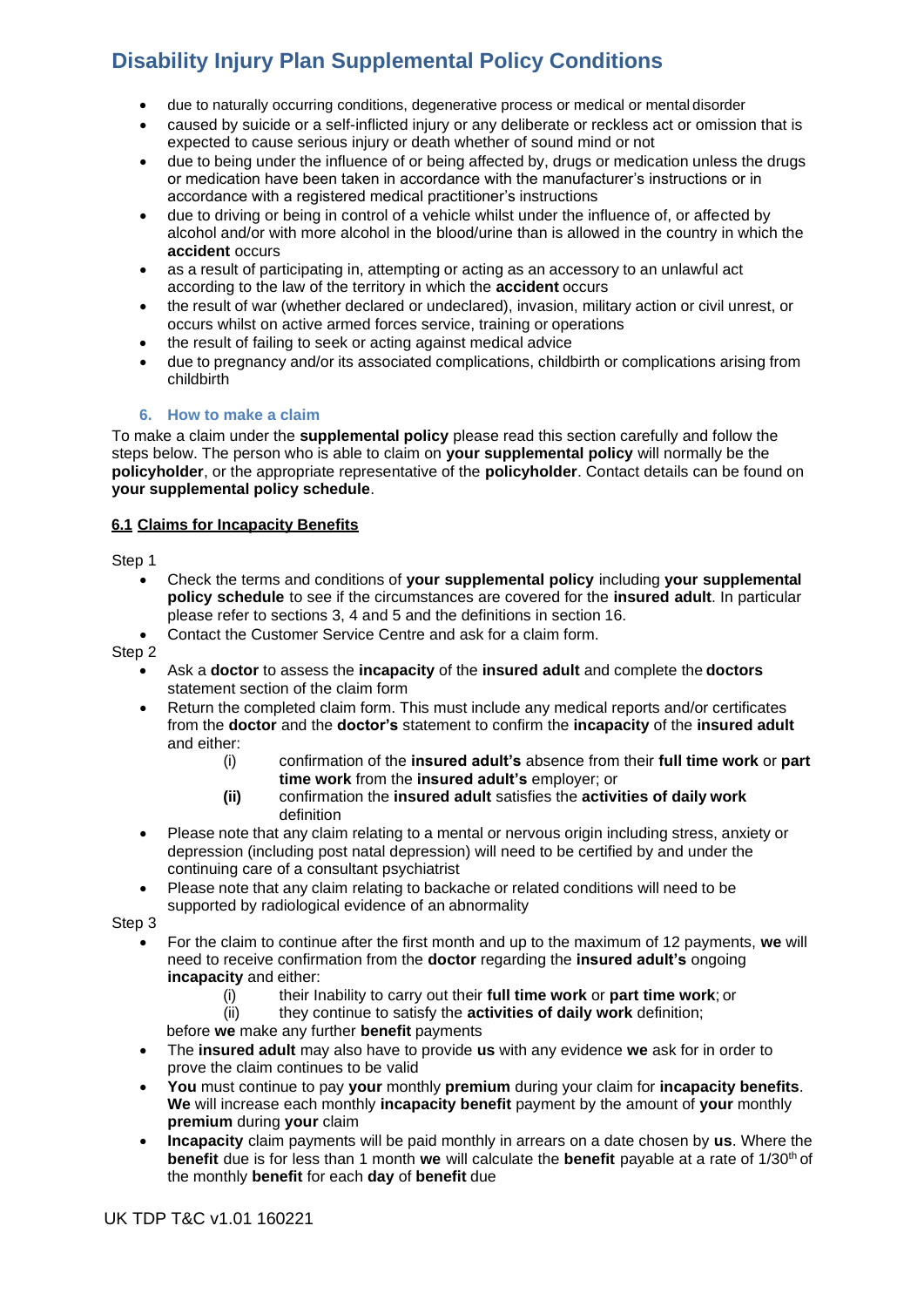- due to naturally occurring conditions, degenerative process or medical or mental disorder
- caused by suicide or a self-inflicted injury or any deliberate or reckless act or omission that is expected to cause serious injury or death whether of sound mind or not
- due to being under the influence of or being affected by, drugs or medication unless the drugs or medication have been taken in accordance with the manufacturer's instructions or in accordance with a registered medical practitioner's instructions
- due to driving or being in control of a vehicle whilst under the influence of, or affected by alcohol and/or with more alcohol in the blood/urine than is allowed in the country in which the **accident** occurs
- as a result of participating in, attempting or acting as an accessory to an unlawful act according to the law of the territory in which the **accident** occurs
- the result of war (whether declared or undeclared), invasion, military action or civil unrest, or occurs whilst on active armed forces service, training or operations
- the result of failing to seek or acting against medical advice
- due to pregnancy and/or its associated complications, childbirth or complications arising from childbirth

## 6. How to make a claim

To make a claim under the **supplemental policy** please read this section carefully and follow the steps below. The person who is able to claim on **your supplemental policy** will normally be the **policyholder**, or the appropriate representative of the **policyholder**. Contact details can be found on **your supplemental policy schedule**.

### 6.1 Claims for Incapacity Benefits

Step 1

- Check the terms and conditions of **your supplemental policy** including **your supplemental policy schedule** to see if the circumstances are covered for the **insured adult**. In particular please refer to sections 3, 4 and 5 and the definitions in section 16.
- Contact the Customer Service Centre and ask for a claim form.

Step 2

- Ask a **doctor** to assess the **incapacity** of the **insured adult** and complete the **doctors** statement section of the claim form
- Return the completed claim form. This must include any medical reports and/or certificates from the **doctor** and the **doctor's** statement to confirm the **incapacity** of the **insured adult** and either:
  - (i) confirmation of the **insured adult's** absence from their **full time work** or **part time work** from the **insured adult's** employer; or
  - **(ii)** confirmation the **insured adult** satisfies the **activities of daily work** definition
- Please note that any claim relating to a mental or nervous origin including stress, anxiety or depression (including post natal depression) will need to be certified by and under the continuing care of a consultant psychiatrist
- Please note that any claim relating to backache or related conditions will need to be supported by radiological evidence of an abnormality

Step 3

- For the claim to continue after the first month and up to the maximum of 12 payments, **we** will need to receive confirmation from the **doctor** regarding the **insured adult's** ongoing **incapacity** and either:
  - (i) their Inability to carry out their **full time work** or **part time work**; or
  - (ii) they continue to satisfy the **activities of daily work** definition;

  before **we** make any further **benefit** payments
- The **insured adult** may also have to provide **us** with any evidence **we** ask for in order to prove the claim continues to be valid
- **You** must continue to pay **your** monthly **premium** during your claim for **incapacity benefits**. **We** will increase each monthly **incapacity benefit** payment by the amount of **your** monthly **premium** during **your** claim
- **Incapacity** claim payments will be paid monthly in arrears on a date chosen by **us**. Where the **benefit** due is for less than 1 month **we** will calculate the **benefit** payable at a rate of 1/30th of the monthly **benefit** for each **day** of **benefit** due

UK TDP T&C v1.01 160221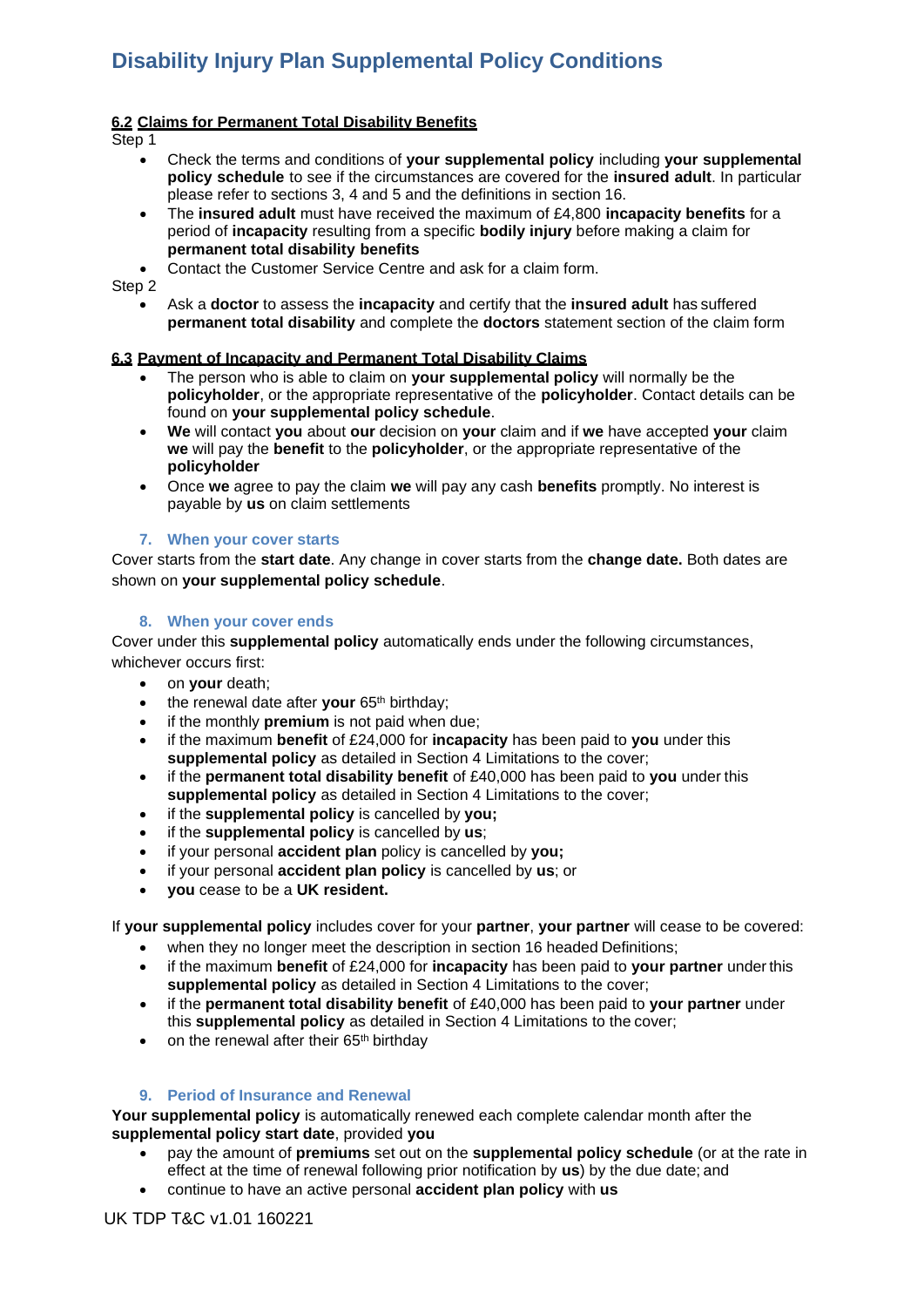#### 6.2 Claims for Permanent Total Disability Benefits

Step 1

- Check the terms and conditions of **your supplemental policy** including **your supplemental policy schedule** to see if the circumstances are covered for the **insured adult**. In particular please refer to sections 3, 4 and 5 and the definitions in section 16.
- The **insured adult** must have received the maximum of £4,800 **incapacity benefits** for a period of **incapacity** resulting from a specific **bodily injury** before making a claim for **permanent total disability benefits**
- Contact the Customer Service Centre and ask for a claim form.

Step 2

- Ask a **doctor** to assess the **incapacity** and certify that the **insured adult** has suffered **permanent total disability** and complete the **doctors** statement section of the claim form

#### 6.3 Payment of Incapacity and Permanent Total Disability Claims

- The person who is able to claim on **your supplemental policy** will normally be the **policyholder**, or the appropriate representative of the **policyholder**. Contact details can be found on **your supplemental policy schedule**.
- **We** will contact **you** about **our** decision on **your** claim and if **we** have accepted **your** claim **we** will pay the **benefit** to the **policyholder**, or the appropriate representative of the **policyholder**
- Once **we** agree to pay the claim **we** will pay any cash **benefits** promptly. No interest is payable by **us** on claim settlements

## 7. When your cover starts

Cover starts from the **start date**. Any change in cover starts from the **change date.** Both dates are shown on **your supplemental policy schedule**.

## 8. When your cover ends

Cover under this **supplemental policy** automatically ends under the following circumstances, whichever occurs first:

- on **your** death;
- the renewal date after **your** 65th birthday;
- if the monthly **premium** is not paid when due;
- if the maximum **benefit** of £24,000 for **incapacity** has been paid to **you** under this **supplemental policy** as detailed in Section 4 Limitations to the cover;
- if the **permanent total disability benefit** of £40,000 has been paid to **you** under this **supplemental policy** as detailed in Section 4 Limitations to the cover;
- if the **supplemental policy** is cancelled by **you;**
- if the **supplemental policy** is cancelled by **us**;
- if your personal **accident plan** policy is cancelled by **you;**
- if your personal **accident plan policy** is cancelled by **us**; or
- **you** cease to be a **UK resident.**

If **your supplemental policy** includes cover for your **partner**, **your partner** will cease to be covered:

- when they no longer meet the description in section 16 headed Definitions;
- if the maximum **benefit** of £24,000 for **incapacity** has been paid to **your partner** under this **supplemental policy** as detailed in Section 4 Limitations to the cover;
- if the **permanent total disability benefit** of £40,000 has been paid to **your partner** under this **supplemental policy** as detailed in Section 4 Limitations to the cover;
- on the renewal after their 65th birthday

## 9. Period of Insurance and Renewal

**Your supplemental policy** is automatically renewed each complete calendar month after the **supplemental policy start date**, provided **you**

- pay the amount of **premiums** set out on the **supplemental policy schedule** (or at the rate in effect at the time of renewal following prior notification by **us**) by the due date; and
- continue to have an active personal **accident plan policy** with **us**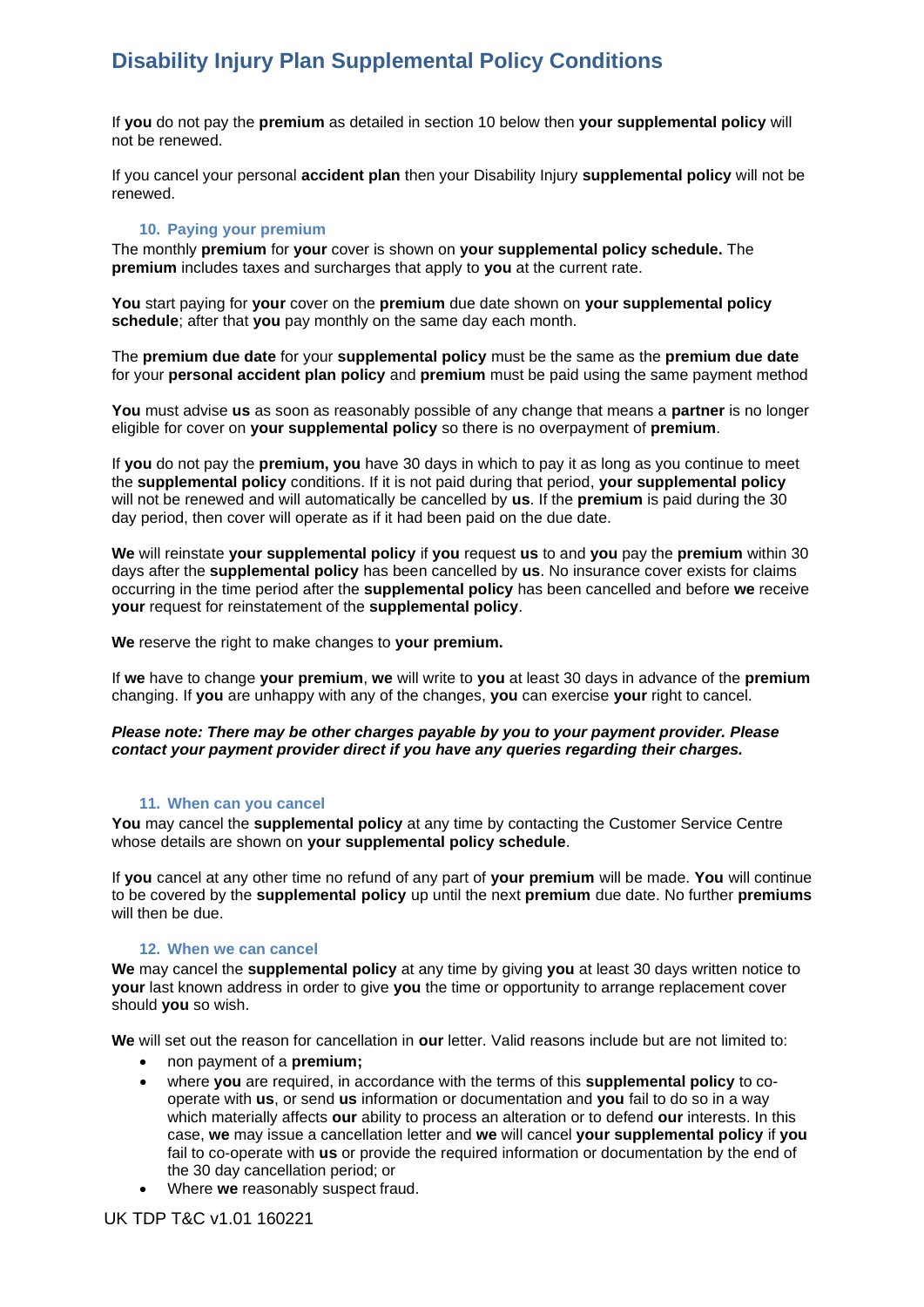If **you** do not pay the **premium** as detailed in section 10 below then **your supplemental policy** will not be renewed.

If you cancel your personal **accident plan** then your Disability Injury **supplemental policy** will not be renewed.

### 10. Paying your premium

The monthly **premium** for **your** cover is shown on **your supplemental policy schedule.** The **premium** includes taxes and surcharges that apply to **you** at the current rate.

**You** start paying for **your** cover on the **premium** due date shown on **your supplemental policy schedule**; after that **you** pay monthly on the same day each month.

The **premium due date** for your **supplemental policy** must be the same as the **premium due date** for your **personal accident plan policy** and **premium** must be paid using the same payment method

**You** must advise **us** as soon as reasonably possible of any change that means a **partner** is no longer eligible for cover on **your supplemental policy** so there is no overpayment of **premium**.

If **you** do not pay the **premium, you** have 30 days in which to pay it as long as you continue to meet the **supplemental policy** conditions. If it is not paid during that period, **your supplemental policy** will not be renewed and will automatically be cancelled by **us**. If the **premium** is paid during the 30 day period, then cover will operate as if it had been paid on the due date.

**We** will reinstate **your supplemental policy** if **you** request **us** to and **you** pay the **premium** within 30 days after the **supplemental policy** has been cancelled by **us**. No insurance cover exists for claims occurring in the time period after the **supplemental policy** has been cancelled and before **we** receive **your** request for reinstatement of the **supplemental policy**.

**We** reserve the right to make changes to **your premium.**

If **we** have to change **your premium**, **we** will write to **you** at least 30 days in advance of the **premium** changing. If **you** are unhappy with any of the changes, **you** can exercise **your** right to cancel.

***Please note: There may be other charges payable by you to your payment provider. Please contact your payment provider direct if you have any queries regarding their charges.***

### 11. When can you cancel

**You** may cancel the **supplemental policy** at any time by contacting the Customer Service Centre whose details are shown on **your supplemental policy schedule**.

If **you** cancel at any other time no refund of any part of **your premium** will be made. **You** will continue to be covered by the **supplemental policy** up until the next **premium** due date. No further **premiums** will then be due.

### 12. When we can cancel

**We** may cancel the **supplemental policy** at any time by giving **you** at least 30 days written notice to **your** last known address in order to give **you** the time or opportunity to arrange replacement cover should **you** so wish.

**We** will set out the reason for cancellation in **our** letter. Valid reasons include but are not limited to:

- non payment of a **premium;**
- where **you** are required, in accordance with the terms of this **supplemental policy** to co-operate with **us**, or send **us** information or documentation and **you** fail to do so in a way which materially affects **our** ability to process an alteration or to defend **our** interests. In this case, **we** may issue a cancellation letter and **we** will cancel **your supplemental policy** if **you** fail to co-operate with **us** or provide the required information or documentation by the end of the 30 day cancellation period; or
- Where **we** reasonably suspect fraud.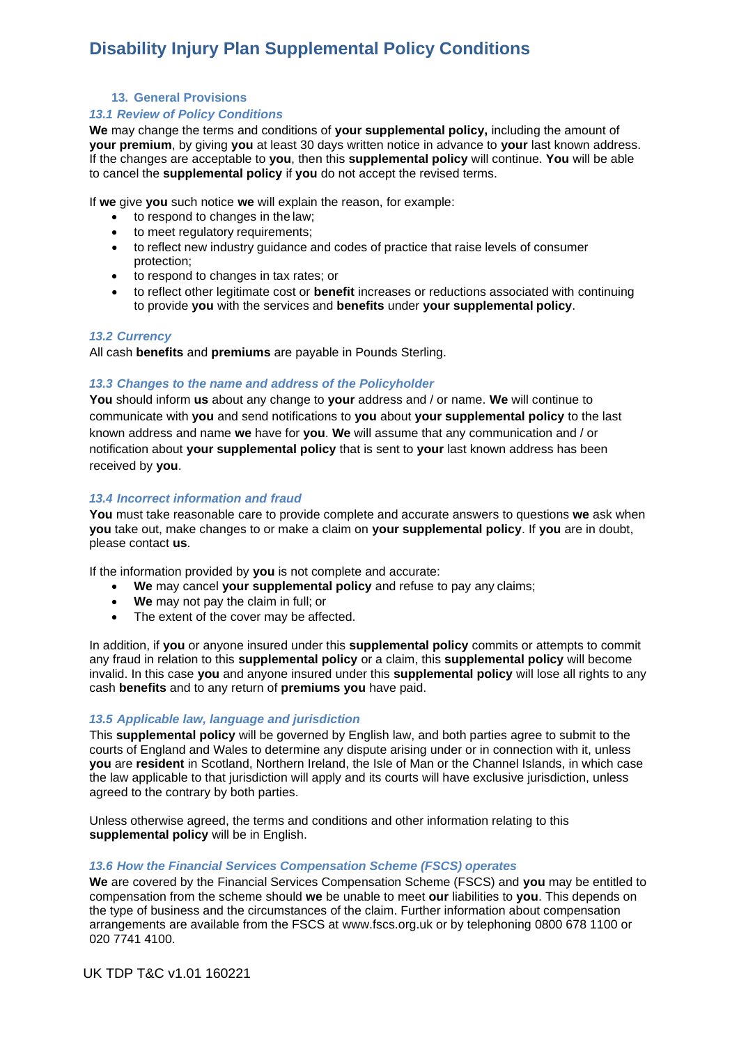## 13. General Provisions

### *13.1 Review of Policy Conditions*

**We** may change the terms and conditions of **your supplemental policy,** including the amount of **your premium**, by giving **you** at least 30 days written notice in advance to **your** last known address. If the changes are acceptable to **you**, then this **supplemental policy** will continue. **You** will be able to cancel the **supplemental policy** if **you** do not accept the revised terms.

If **we** give **you** such notice **we** will explain the reason, for example:

- to respond to changes in the law;
- to meet regulatory requirements;
- to reflect new industry guidance and codes of practice that raise levels of consumer protection;
- to respond to changes in tax rates; or
- to reflect other legitimate cost or **benefit** increases or reductions associated with continuing to provide **you** with the services and **benefits** under **your supplemental policy**.

### *13.2 Currency*

All cash **benefits** and **premiums** are payable in Pounds Sterling.

### *13.3 Changes to the name and address of the Policyholder*

**You** should inform **us** about any change to **your** address and / or name. **We** will continue to communicate with **you** and send notifications to **you** about **your supplemental policy** to the last known address and name **we** have for **you**. **We** will assume that any communication and / or notification about **your supplemental policy** that is sent to **your** last known address has been received by **you**.

### *13.4 Incorrect information and fraud*

**You** must take reasonable care to provide complete and accurate answers to questions **we** ask when **you** take out, make changes to or make a claim on **your supplemental policy**. If **you** are in doubt, please contact **us**.

If the information provided by **you** is not complete and accurate:

- **We** may cancel **your supplemental policy** and refuse to pay any claims;
- **We** may not pay the claim in full; or
- The extent of the cover may be affected.

In addition, if **you** or anyone insured under this **supplemental policy** commits or attempts to commit any fraud in relation to this **supplemental policy** or a claim, this **supplemental policy** will become invalid. In this case **you** and anyone insured under this **supplemental policy** will lose all rights to any cash **benefits** and to any return of **premiums you** have paid.

### *13.5 Applicable law, language and jurisdiction*

This **supplemental policy** will be governed by English law, and both parties agree to submit to the courts of England and Wales to determine any dispute arising under or in connection with it, unless **you** are **resident** in Scotland, Northern Ireland, the Isle of Man or the Channel Islands, in which case the law applicable to that jurisdiction will apply and its courts will have exclusive jurisdiction, unless agreed to the contrary by both parties.

Unless otherwise agreed, the terms and conditions and other information relating to this **supplemental policy** will be in English.

### *13.6 How the Financial Services Compensation Scheme (FSCS) operates*

**We** are covered by the Financial Services Compensation Scheme (FSCS) and **you** may be entitled to compensation from the scheme should **we** be unable to meet **our** liabilities to **you**. This depends on the type of business and the circumstances of the claim. Further information about compensation arrangements are available from the FSCS at www.fscs.org.uk or by telephoning 0800 678 1100 or 020 7741 4100.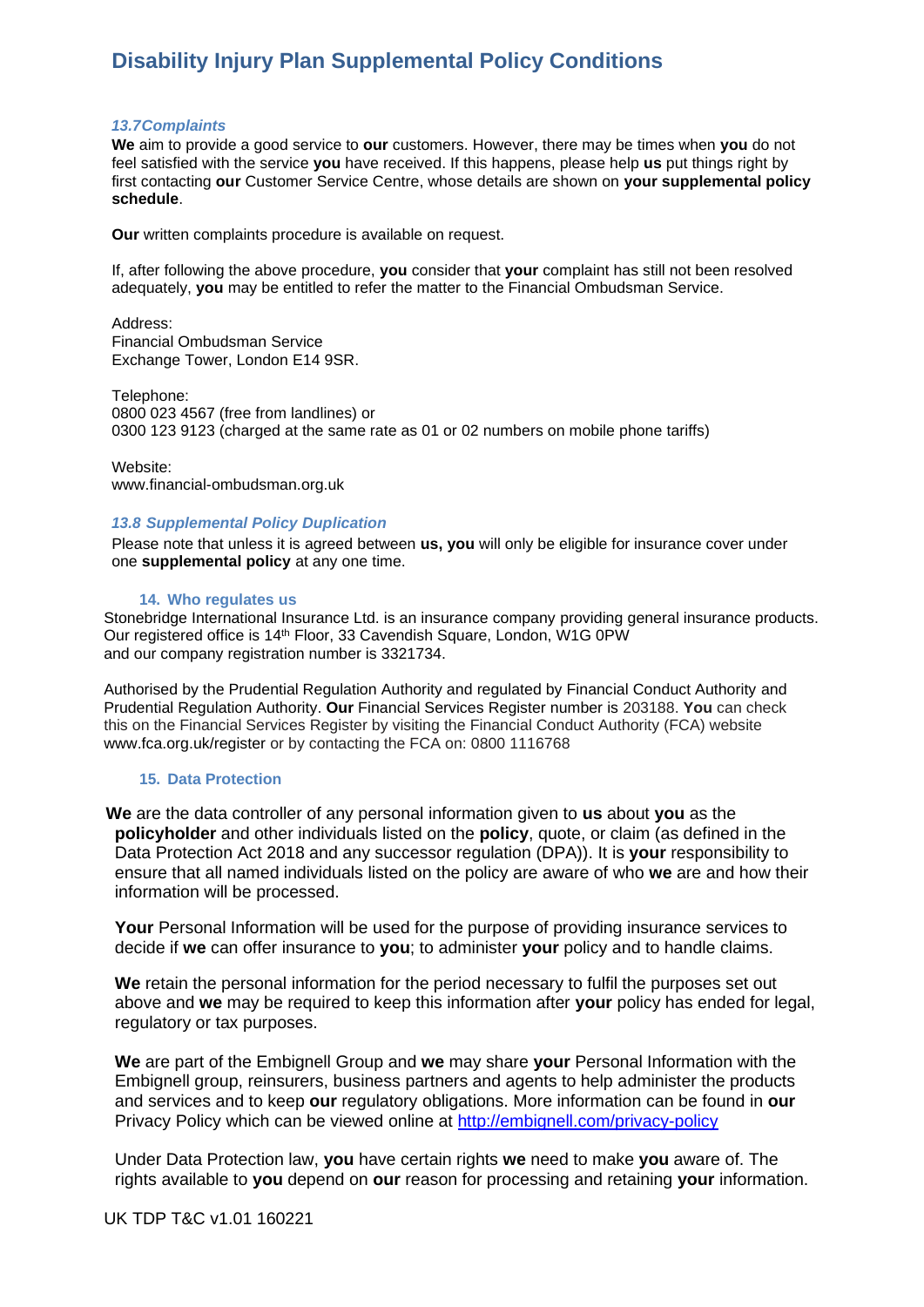### *13.7Complaints*

**We** aim to provide a good service to **our** customers. However, there may be times when **you** do not feel satisfied with the service **you** have received. If this happens, please help **us** put things right by first contacting **our** Customer Service Centre, whose details are shown on **your supplemental policy schedule**.

**Our** written complaints procedure is available on request.

If, after following the above procedure, **you** consider that **your** complaint has still not been resolved adequately, **you** may be entitled to refer the matter to the Financial Ombudsman Service.

Address:
Financial Ombudsman Service
Exchange Tower, London E14 9SR.

Telephone:
0800 023 4567 (free from landlines) or
0300 123 9123 (charged at the same rate as 01 or 02 numbers on mobile phone tariffs)

Website:
www.financial-ombudsman.org.uk

### *13.8 Supplemental Policy Duplication*

Please note that unless it is agreed between **us, you** will only be eligible for insurance cover under one **supplemental policy** at any one time.

## 14. Who regulates us

Stonebridge International Insurance Ltd. is an insurance company providing general insurance products. Our registered office is 14th Floor, 33 Cavendish Square, London, W1G 0PW
and our company registration number is 3321734.

Authorised by the Prudential Regulation Authority and regulated by Financial Conduct Authority and Prudential Regulation Authority. **Our** Financial Services Register number is 203188. **You** can check this on the Financial Services Register by visiting the Financial Conduct Authority (FCA) website www.fca.org.uk/register or by contacting the FCA on: 0800 1116768

## 15. Data Protection

**We** are the data controller of any personal information given to **us** about **you** as the **policyholder** and other individuals listed on the **policy**, quote, or claim (as defined in the Data Protection Act 2018 and any successor regulation (DPA)). It is **your** responsibility to ensure that all named individuals listed on the policy are aware of who **we** are and how their information will be processed.

**Your** Personal Information will be used for the purpose of providing insurance services to decide if **we** can offer insurance to **you**; to administer **your** policy and to handle claims.

**We** retain the personal information for the period necessary to fulfil the purposes set out above and **we** may be required to keep this information after **your** policy has ended for legal, regulatory or tax purposes.

**We** are part of the Embignell Group and **we** may share **your** Personal Information with the Embignell group, reinsurers, business partners and agents to help administer the products and services and to keep **our** regulatory obligations. More information can be found in **our** Privacy Policy which can be viewed online at http://embignell.com/privacy-policy

Under Data Protection law, **you** have certain rights **we** need to make **you** aware of. The rights available to **you** depend on **our** reason for processing and retaining **your** information.

UK TDP T&C v1.01 160221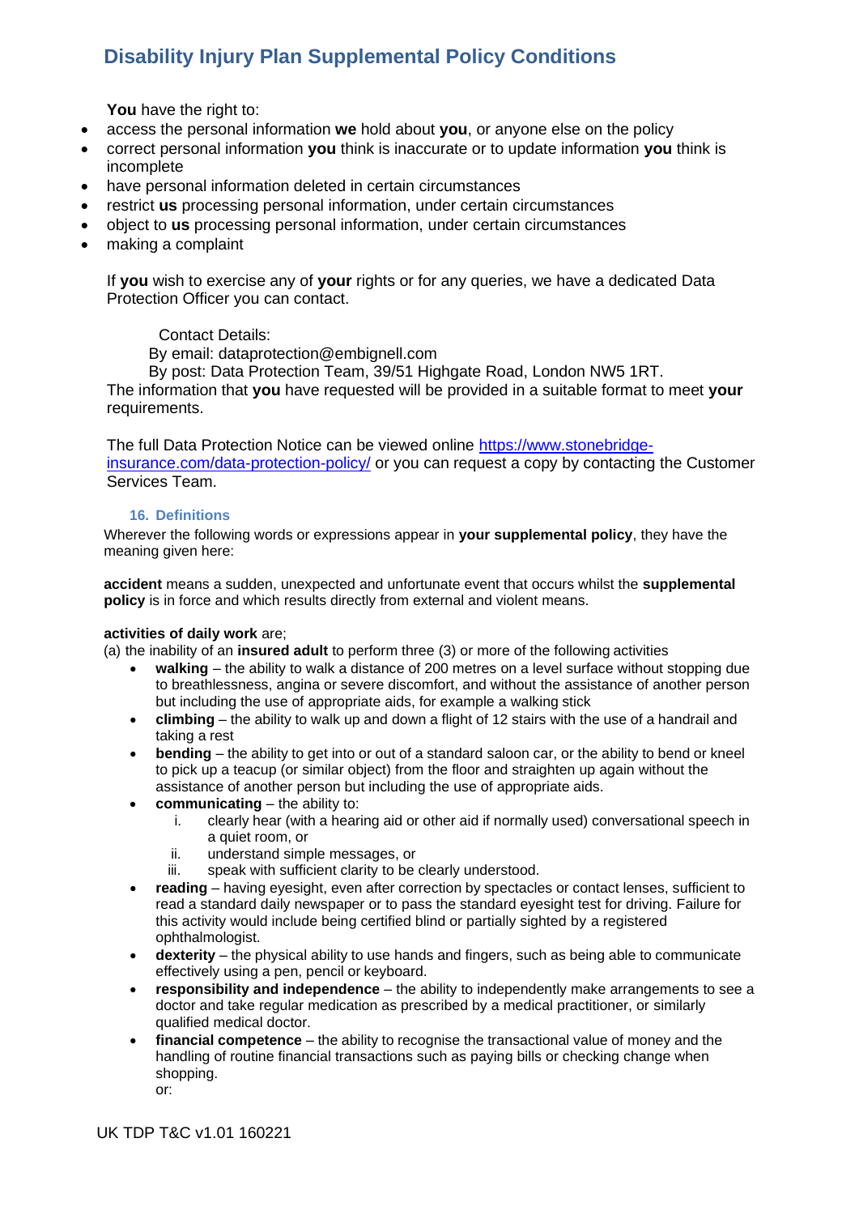**You** have the right to:

- access the personal information **we** hold about **you**, or anyone else on the policy
- correct personal information **you** think is inaccurate or to update information **you** think is incomplete
- have personal information deleted in certain circumstances
- restrict **us** processing personal information, under certain circumstances
- object to **us** processing personal information, under certain circumstances
- making a complaint

If **you** wish to exercise any of **your** rights or for any queries, we have a dedicated Data Protection Officer you can contact.

Contact Details:
By email: dataprotection@embignell.com
By post: Data Protection Team, 39/51 Highgate Road, London NW5 1RT.
The information that **you** have requested will be provided in a suitable format to meet **your** requirements.

The full Data Protection Notice can be viewed online [https://www.stonebridge-insurance.com/data-protection-policy/](https://www.stonebridge-insurance.com/data-protection-policy/) or you can request a copy by contacting the Customer Services Team.

### 16. Definitions

Wherever the following words or expressions appear in **your supplemental policy**, they have the meaning given here:

**accident** means a sudden, unexpected and unfortunate event that occurs whilst the **supplemental policy** is in force and which results directly from external and violent means.

**activities of daily work** are;
(a) the inability of an **insured adult** to perform three (3) or more of the following activities

- **walking** – the ability to walk a distance of 200 metres on a level surface without stopping due to breathlessness, angina or severe discomfort, and without the assistance of another person but including the use of appropriate aids, for example a walking stick
- **climbing** – the ability to walk up and down a flight of 12 stairs with the use of a handrail and taking a rest
- **bending** – the ability to get into or out of a standard saloon car, or the ability to bend or kneel to pick up a teacup (or similar object) from the floor and straighten up again without the assistance of another person but including the use of appropriate aids.
- **communicating** – the ability to:
  1. clearly hear (with a hearing aid or other aid if normally used) conversational speech in a quiet room, or
  2. understand simple messages, or
  3. speak with sufficient clarity to be clearly understood.
- **reading** – having eyesight, even after correction by spectacles or contact lenses, sufficient to read a standard daily newspaper or to pass the standard eyesight test for driving. Failure for this activity would include being certified blind or partially sighted by a registered ophthalmologist.
- **dexterity** – the physical ability to use hands and fingers, such as being able to communicate effectively using a pen, pencil or keyboard.
- **responsibility and independence** – the ability to independently make arrangements to see a doctor and take regular medication as prescribed by a medical practitioner, or similarly qualified medical doctor.
- **financial competence** – the ability to recognise the transactional value of money and the handling of routine financial transactions such as paying bills or checking change when shopping.
  or: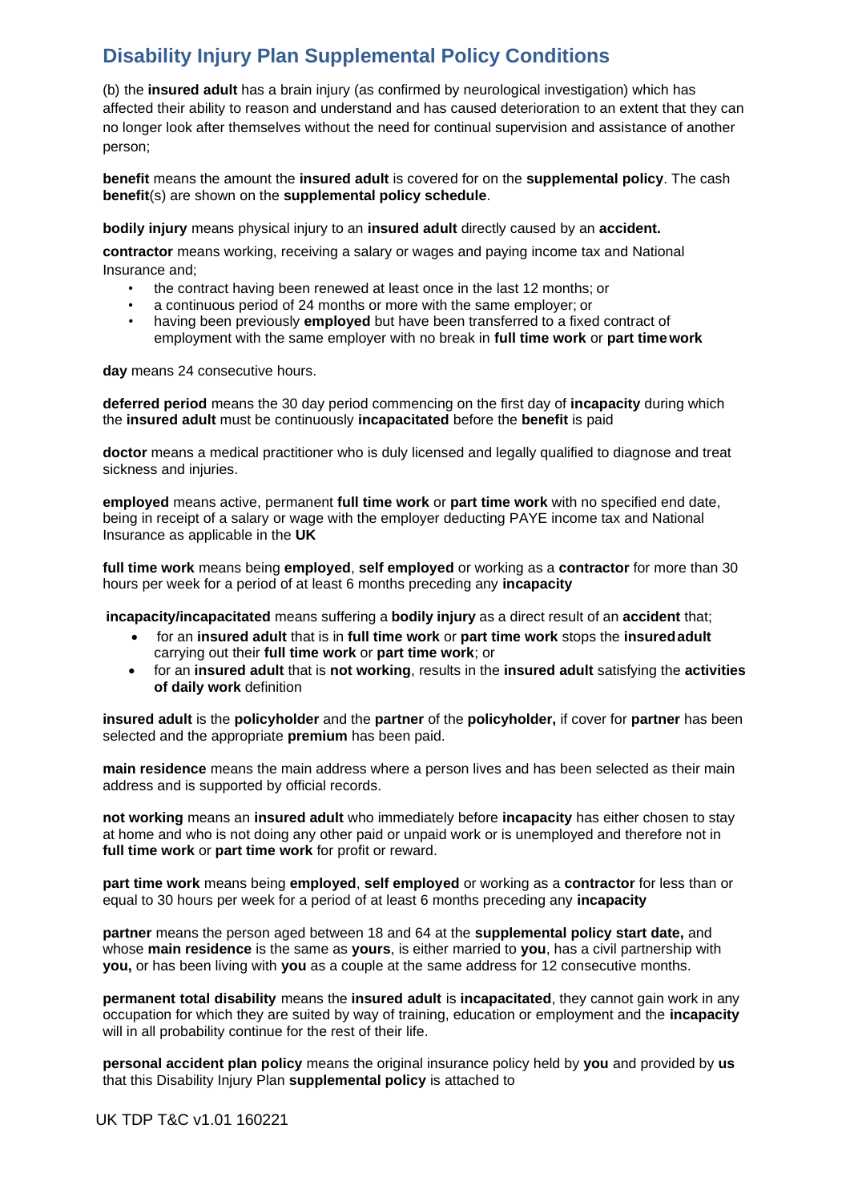# Disability Injury Plan Supplemental Policy Conditions

(b) the **insured adult** has a brain injury (as confirmed by neurological investigation) which has affected their ability to reason and understand and has caused deterioration to an extent that they can no longer look after themselves without the need for continual supervision and assistance of another person;

**benefit** means the amount the **insured adult** is covered for on the **supplemental policy**. The cash **benefit**(s) are shown on the **supplemental policy schedule**.

**bodily injury** means physical injury to an **insured adult** directly caused by an **accident.**

**contractor** means working, receiving a salary or wages and paying income tax and National Insurance and;

- the contract having been renewed at least once in the last 12 months; or
- a continuous period of 24 months or more with the same employer; or
- having been previously **employed** but have been transferred to a fixed contract of employment with the same employer with no break in **full time work** or **part time work**

**day** means 24 consecutive hours.

**deferred period** means the 30 day period commencing on the first day of **incapacity** during which the **insured adult** must be continuously **incapacitated** before the **benefit** is paid

**doctor** means a medical practitioner who is duly licensed and legally qualified to diagnose and treat sickness and injuries.

**employed** means active, permanent **full time work** or **part time work** with no specified end date, being in receipt of a salary or wage with the employer deducting PAYE income tax and National Insurance as applicable in the **UK**

**full time work** means being **employed**, **self employed** or working as a **contractor** for more than 30 hours per week for a period of at least 6 months preceding any **incapacity**

**incapacity/incapacitated** means suffering a **bodily injury** as a direct result of an **accident** that;

- for an **insured adult** that is in **full time work** or **part time work** stops the **insured adult** carrying out their **full time work** or **part time work**; or
- for an **insured adult** that is **not working**, results in the **insured adult** satisfying the **activities of daily work** definition

**insured adult** is the **policyholder** and the **partner** of the **policyholder,** if cover for **partner** has been selected and the appropriate **premium** has been paid.

**main residence** means the main address where a person lives and has been selected as their main address and is supported by official records.

**not working** means an **insured adult** who immediately before **incapacity** has either chosen to stay at home and who is not doing any other paid or unpaid work or is unemployed and therefore not in **full time work** or **part time work** for profit or reward.

**part time work** means being **employed**, **self employed** or working as a **contractor** for less than or equal to 30 hours per week for a period of at least 6 months preceding any **incapacity**

**partner** means the person aged between 18 and 64 at the **supplemental policy start date,** and whose **main residence** is the same as **yours**, is either married to **you**, has a civil partnership with **you,** or has been living with **you** as a couple at the same address for 12 consecutive months.

**permanent total disability** means the **insured adult** is **incapacitated**, they cannot gain work in any occupation for which they are suited by way of training, education or employment and the **incapacity** will in all probability continue for the rest of their life.

**personal accident plan policy** means the original insurance policy held by **you** and provided by **us** that this Disability Injury Plan **supplemental policy** is attached to

UK TDP T&C v1.01 160221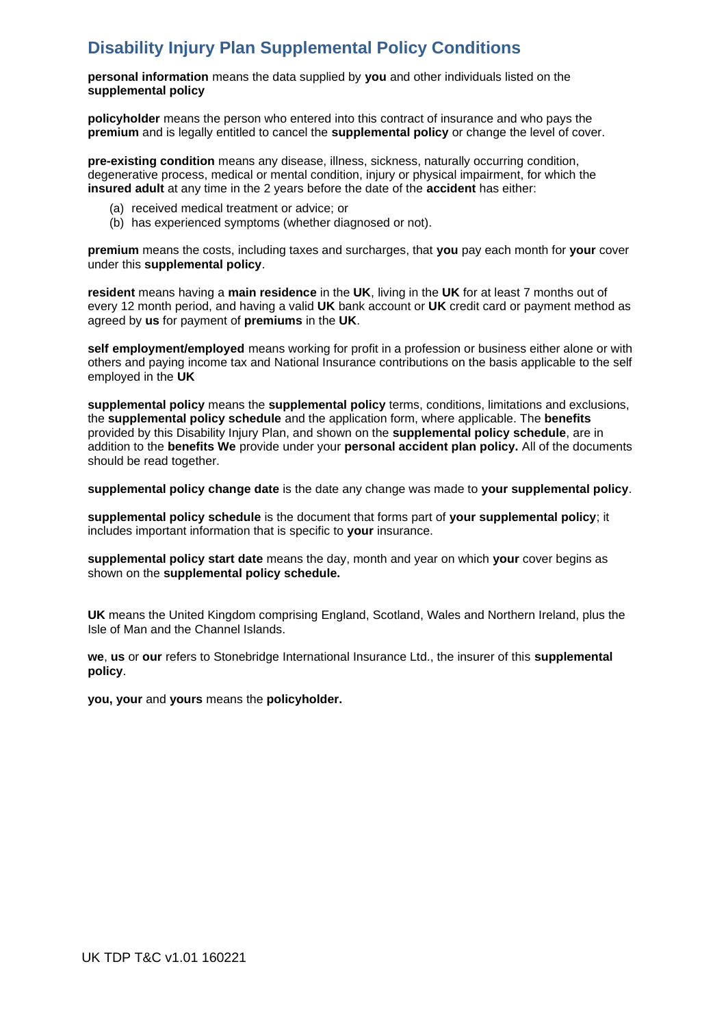# Disability Injury Plan Supplemental Policy Conditions

**personal information** means the data supplied by **you** and other individuals listed on the **supplemental policy**

**policyholder** means the person who entered into this contract of insurance and who pays the **premium** and is legally entitled to cancel the **supplemental policy** or change the level of cover.

**pre-existing condition** means any disease, illness, sickness, naturally occurring condition, degenerative process, medical or mental condition, injury or physical impairment, for which the **insured adult** at any time in the 2 years before the date of the **accident** has either:

(a) received medical treatment or advice; or
(b) has experienced symptoms (whether diagnosed or not).

**premium** means the costs, including taxes and surcharges, that **you** pay each month for **your** cover under this **supplemental policy**.

**resident** means having a **main residence** in the **UK**, living in the **UK** for at least 7 months out of every 12 month period, and having a valid **UK** bank account or **UK** credit card or payment method as agreed by **us** for payment of **premiums** in the **UK**.

**self employment/employed** means working for profit in a profession or business either alone or with others and paying income tax and National Insurance contributions on the basis applicable to the self employed in the **UK**

**supplemental policy** means the **supplemental policy** terms, conditions, limitations and exclusions, the **supplemental policy schedule** and the application form, where applicable. The **benefits** provided by this Disability Injury Plan, and shown on the **supplemental policy schedule**, are in addition to the **benefits We** provide under your **personal accident plan policy.** All of the documents should be read together.

**supplemental policy change date** is the date any change was made to **your supplemental policy**.

**supplemental policy schedule** is the document that forms part of **your supplemental policy**; it includes important information that is specific to **your** insurance.

**supplemental policy start date** means the day, month and year on which **your** cover begins as shown on the **supplemental policy schedule.**

**UK** means the United Kingdom comprising England, Scotland, Wales and Northern Ireland, plus the Isle of Man and the Channel Islands.

**we**, **us** or **our** refers to Stonebridge International Insurance Ltd., the insurer of this **supplemental policy**.

**you, your** and **yours** means the **policyholder.**

UK TDP T&C v1.01 160221